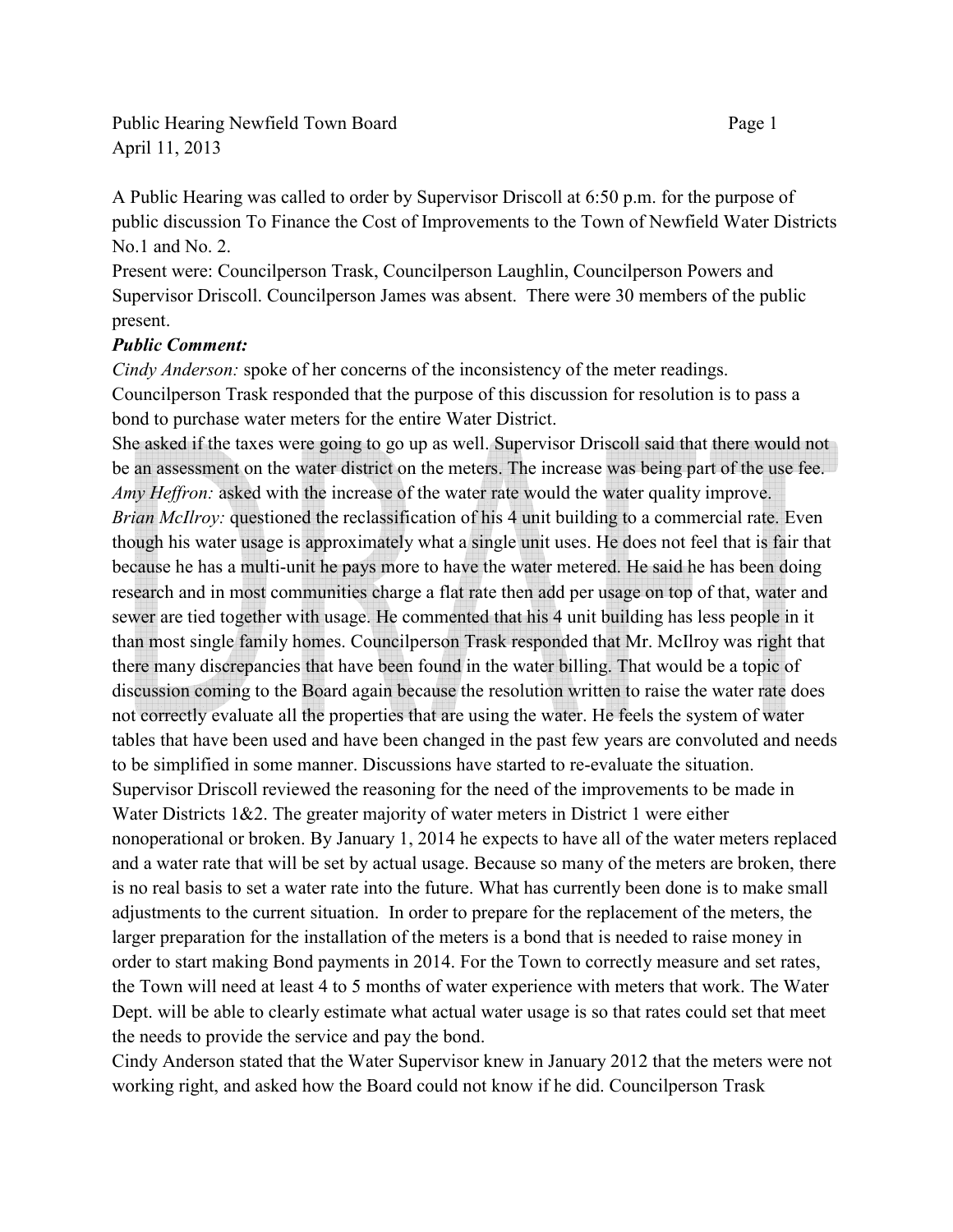Public Hearing Newfield Town Board

April 11, 2013

A Public Hearing was called to order by Supervisor Driscoll at 6:50 p.m. for the purpose of public discussion To Finance the Cost of Improvements to the Town of Newfield Water Districts No.1 and No. 2.

Present were: Councilperson Trask, Councilperson Laughlin, Councilperson Powers and Supervisor Driscoll. Councilperson James was absent. There were 30 members of the public present.

***Public Comment:***

*Cindy Anderson:* spoke of her concerns of the inconsistency of the meter readings. Councilperson Trask responded that the purpose of this discussion for resolution is to pass a bond to purchase water meters for the entire Water District.

She asked if the taxes were going to go up as well. Supervisor Driscoll said that there would not be an assessment on the water district on the meters. The increase was being part of the use fee.

*Amy Heffron:* asked with the increase of the water rate would the water quality improve.

*Brian McIlroy:* questioned the reclassification of his 4 unit building to a commercial rate. Even though his water usage is approximately what a single unit uses. He does not feel that is fair that because he has a multi-unit he pays more to have the water metered. He said he has been doing research and in most communities charge a flat rate then add per usage on top of that, water and sewer are tied together with usage. He commented that his 4 unit building has less people in it than most single family homes. Councilperson Trask responded that Mr. McIlroy was right that there many discrepancies that have been found in the water billing. That would be a topic of discussion coming to the Board again because the resolution written to raise the water rate does not correctly evaluate all the properties that are using the water. He feels the system of water tables that have been used and have been changed in the past few years are convoluted and needs to be simplified in some manner. Discussions have started to re-evaluate the situation.

Supervisor Driscoll reviewed the reasoning for the need of the improvements to be made in Water Districts 1&2. The greater majority of water meters in District 1 were either nonoperational or broken. By January 1, 2014 he expects to have all of the water meters replaced and a water rate that will be set by actual usage. Because so many of the meters are broken, there is no real basis to set a water rate into the future. What has currently been done is to make small adjustments to the current situation. In order to prepare for the replacement of the meters, the larger preparation for the installation of the meters is a bond that is needed to raise money in order to start making Bond payments in 2014. For the Town to correctly measure and set rates, the Town will need at least 4 to 5 months of water experience with meters that work. The Water Dept. will be able to clearly estimate what actual water usage is so that rates could set that meet the needs to provide the service and pay the bond.

Cindy Anderson stated that the Water Supervisor knew in January 2012 that the meters were not working right, and asked how the Board could not know if he did. Councilperson Trask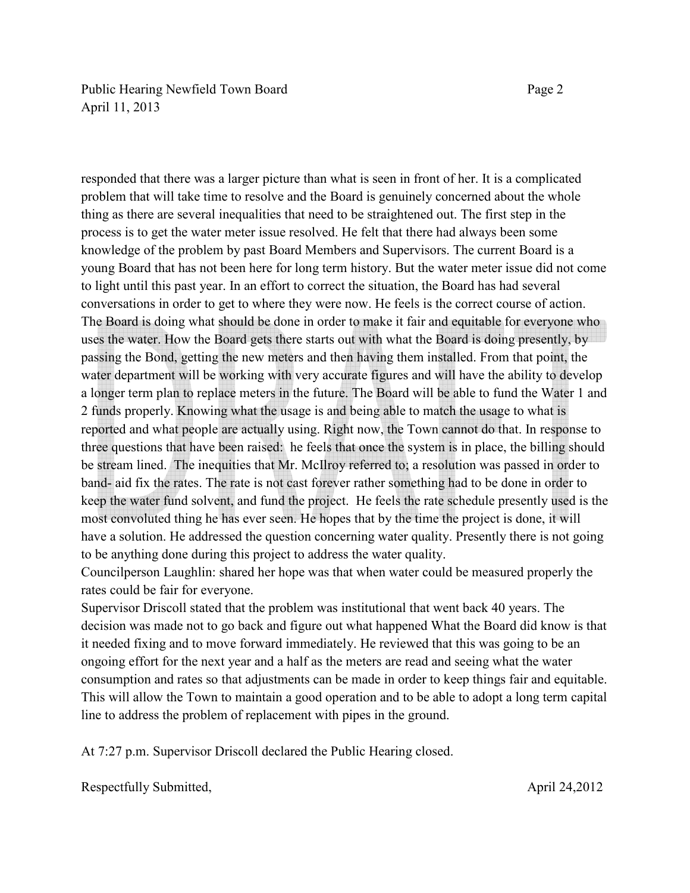responded that there was a larger picture than what is seen in front of her. It is a complicated problem that will take time to resolve and the Board is genuinely concerned about the whole thing as there are several inequalities that need to be straightened out. The first step in the process is to get the water meter issue resolved. He felt that there had always been some knowledge of the problem by past Board Members and Supervisors. The current Board is a young Board that has not been here for long term history. But the water meter issue did not come to light until this past year. In an effort to correct the situation, the Board has had several conversations in order to get to where they were now. He feels is the correct course of action. The Board is doing what should be done in order to make it fair and equitable for everyone who uses the water. How the Board gets there starts out with what the Board is doing presently, by passing the Bond, getting the new meters and then having them installed. From that point, the water department will be working with very accurate figures and will have the ability to develop a longer term plan to replace meters in the future. The Board will be able to fund the Water 1 and 2 funds properly. Knowing what the usage is and being able to match the usage to what is reported and what people are actually using. Right now, the Town cannot do that. In response to three questions that have been raised: he feels that once the system is in place, the billing should be stream lined. The inequities that Mr. McIlroy referred to; a resolution was passed in order to band- aid fix the rates. The rate is not cast forever rather something had to be done in order to keep the water fund solvent, and fund the project. He feels the rate schedule presently used is the most convoluted thing he has ever seen. He hopes that by the time the project is done, it will have a solution. He addressed the question concerning water quality. Presently there is not going to be anything done during this project to address the water quality.

Councilperson Laughlin: shared her hope was that when water could be measured properly the rates could be fair for everyone.

Supervisor Driscoll stated that the problem was institutional that went back 40 years. The decision was made not to go back and figure out what happened What the Board did know is that it needed fixing and to move forward immediately. He reviewed that this was going to be an ongoing effort for the next year and a half as the meters are read and seeing what the water consumption and rates so that adjustments can be made in order to keep things fair and equitable. This will allow the Town to maintain a good operation and to be able to adopt a long term capital line to address the problem of replacement with pipes in the ground.

At 7:27 p.m. Supervisor Driscoll declared the Public Hearing closed.

Respectfully Submitted, April 24,2012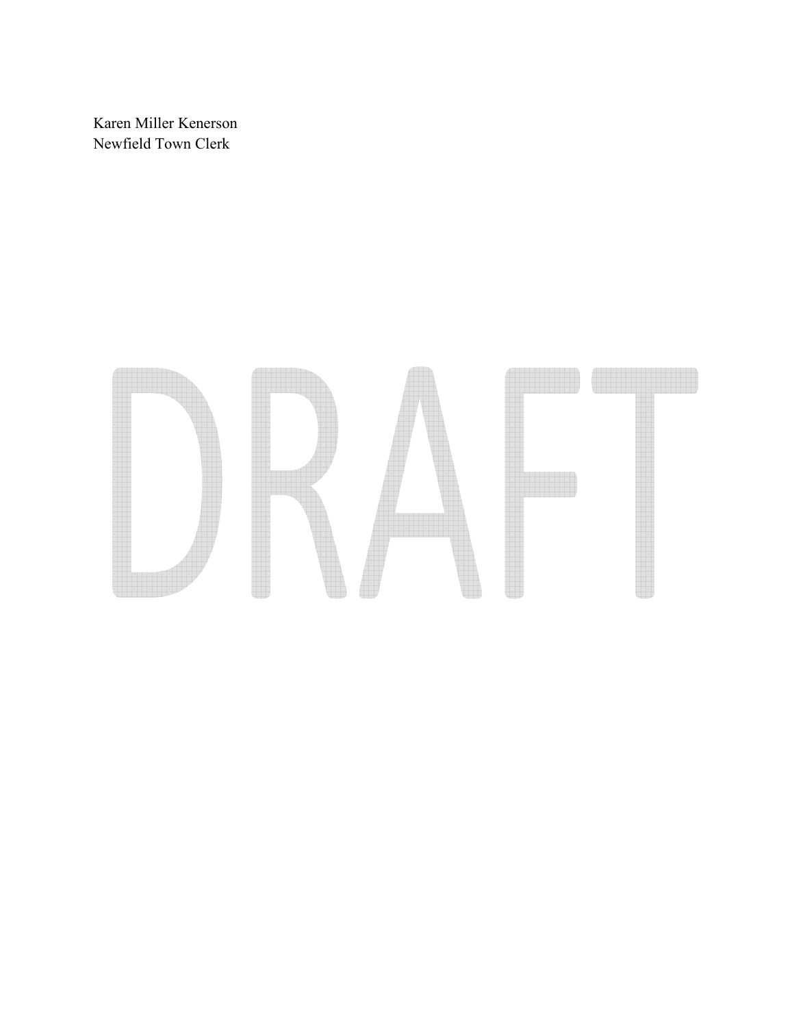Karen Miller Kenerson
Newfield Town Clerk

DRAFT